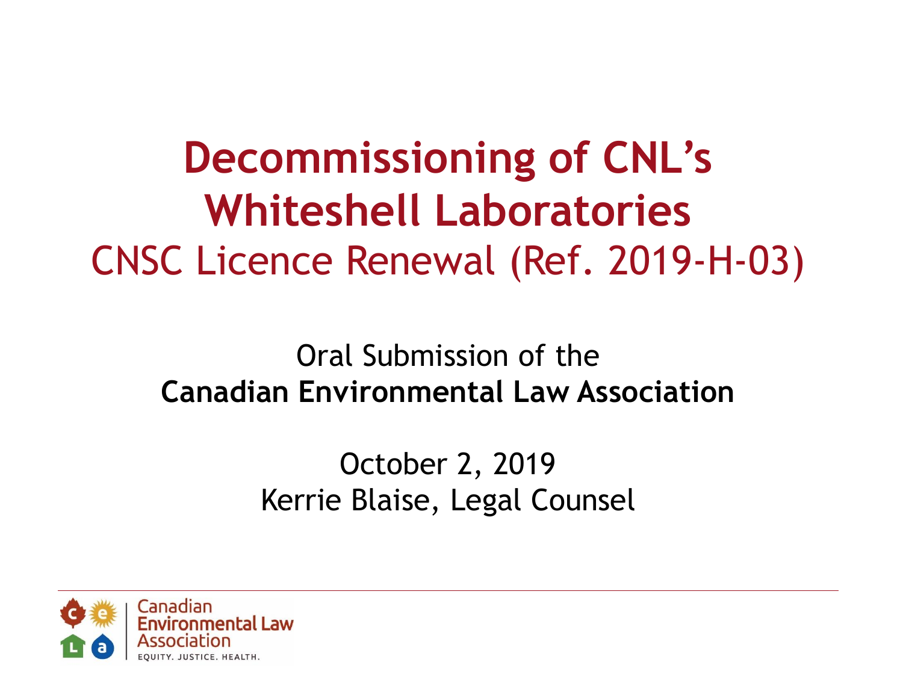# Decommissioning of CNL's Whiteshell Laboratories

## CNSC Licence Renewal (Ref. 2019-H-03)

Oral Submission of the
**Canadian Environmental Law Association**

October 2, 2019
Kerrie Blaise, Legal Counsel

Canadian Environmental Law Association
EQUITY. JUSTICE. HEALTH.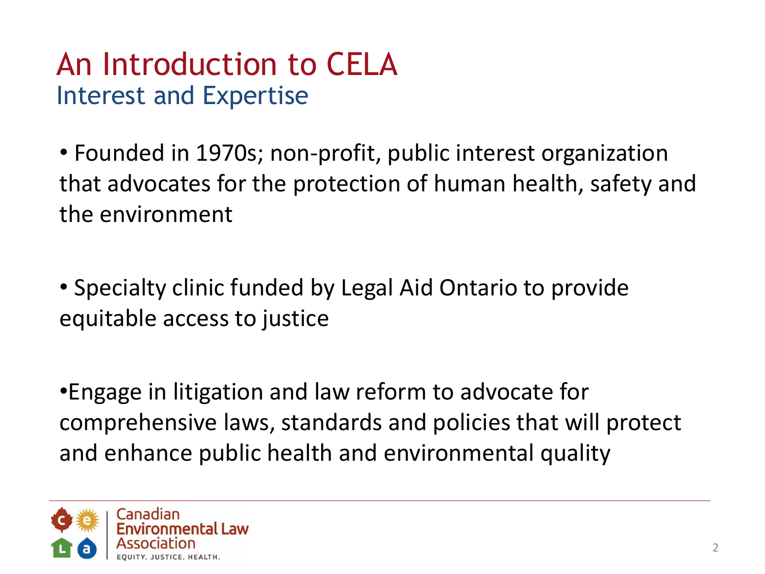# An Introduction to CELA

## Interest and Expertise

- Founded in 1970s; non-profit, public interest organization that advocates for the protection of human health, safety and the environment

- Specialty clinic funded by Legal Aid Ontario to provide equitable access to justice

- Engage in litigation and law reform to advocate for comprehensive laws, standards and policies that will protect and enhance public health and environmental quality

Canadian Environmental Law Association
EQUITY. JUSTICE. HEALTH.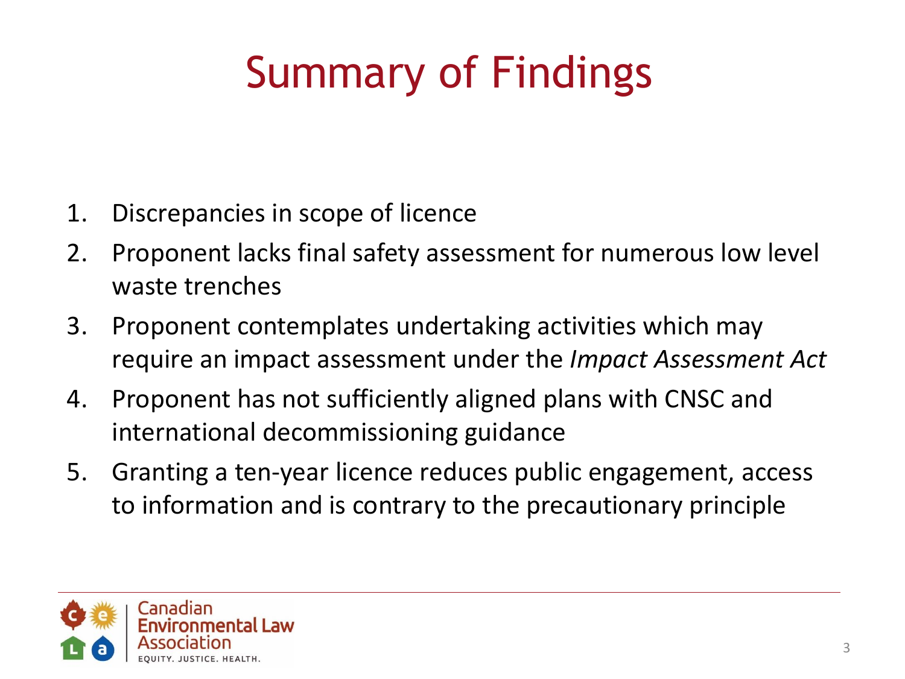# Summary of Findings

1. Discrepancies in scope of licence
2. Proponent lacks final safety assessment for numerous low level waste trenches
3. Proponent contemplates undertaking activities which may require an impact assessment under the *Impact Assessment Act*
4. Proponent has not sufficiently aligned plans with CNSC and international decommissioning guidance
5. Granting a ten-year licence reduces public engagement, access to information and is contrary to the precautionary principle

Canadian Environmental Law Association
EQUITY. JUSTICE. HEALTH.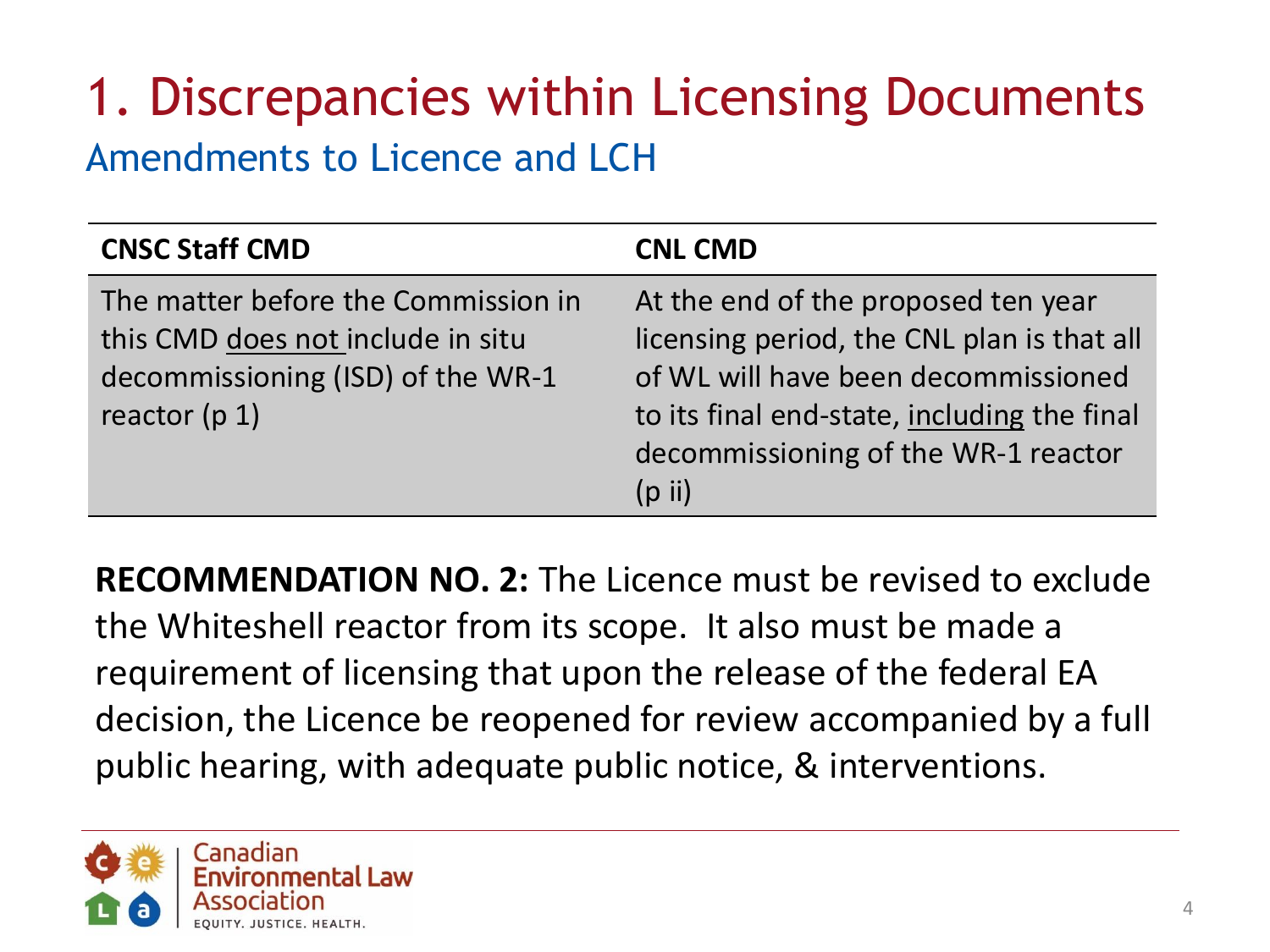# 1. Discrepancies within Licensing Documents

## Amendments to Licence and LCH

| CNSC Staff CMD | CNL CMD |
| --- | --- |
| The matter before the Commission in this CMD <u>does not</u> include in situ decommissioning (ISD) of the WR-1 reactor (p 1) | At the end of the proposed ten year licensing period, the CNL plan is that all of WL will have been decommissioned to its final end-state, <u>including</u> the final decommissioning of the WR-1 reactor (p ii) |

**RECOMMENDATION NO. 2:** The Licence must be revised to exclude the Whiteshell reactor from its scope. It also must be made a requirement of licensing that upon the release of the federal EA decision, the Licence be reopened for review accompanied by a full public hearing, with adequate public notice, & interventions.

Canadian Environmental Law Association
EQUITY. JUSTICE. HEALTH.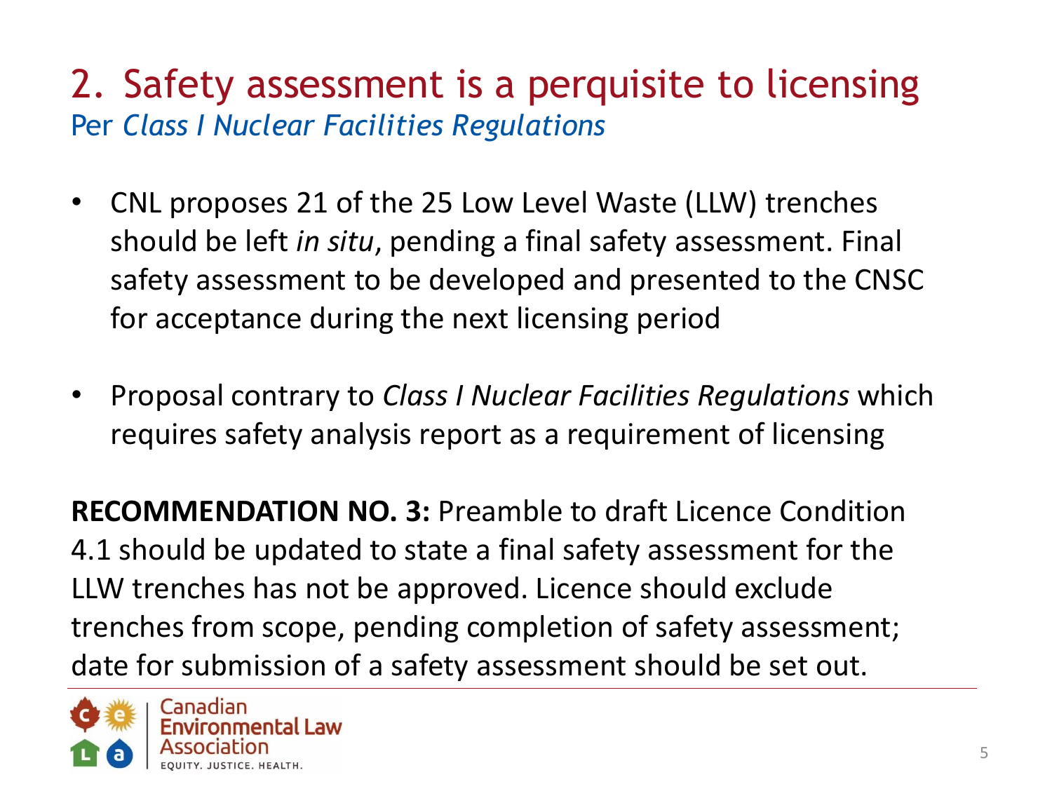# 2. Safety assessment is a perquisite to licensing

## Per *Class I Nuclear Facilities Regulations*

- CNL proposes 21 of the 25 Low Level Waste (LLW) trenches should be left *in situ*, pending a final safety assessment. Final safety assessment to be developed and presented to the CNSC for acceptance during the next licensing period
- Proposal contrary to *Class I Nuclear Facilities Regulations* which requires safety analysis report as a requirement of licensing

**RECOMMENDATION NO. 3:** Preamble to draft Licence Condition 4.1 should be updated to state a final safety assessment for the LLW trenches has not be approved. Licence should exclude trenches from scope, pending completion of safety assessment; date for submission of a safety assessment should be set out.

Canadian Environmental Law Association

EQUITY. JUSTICE. HEALTH.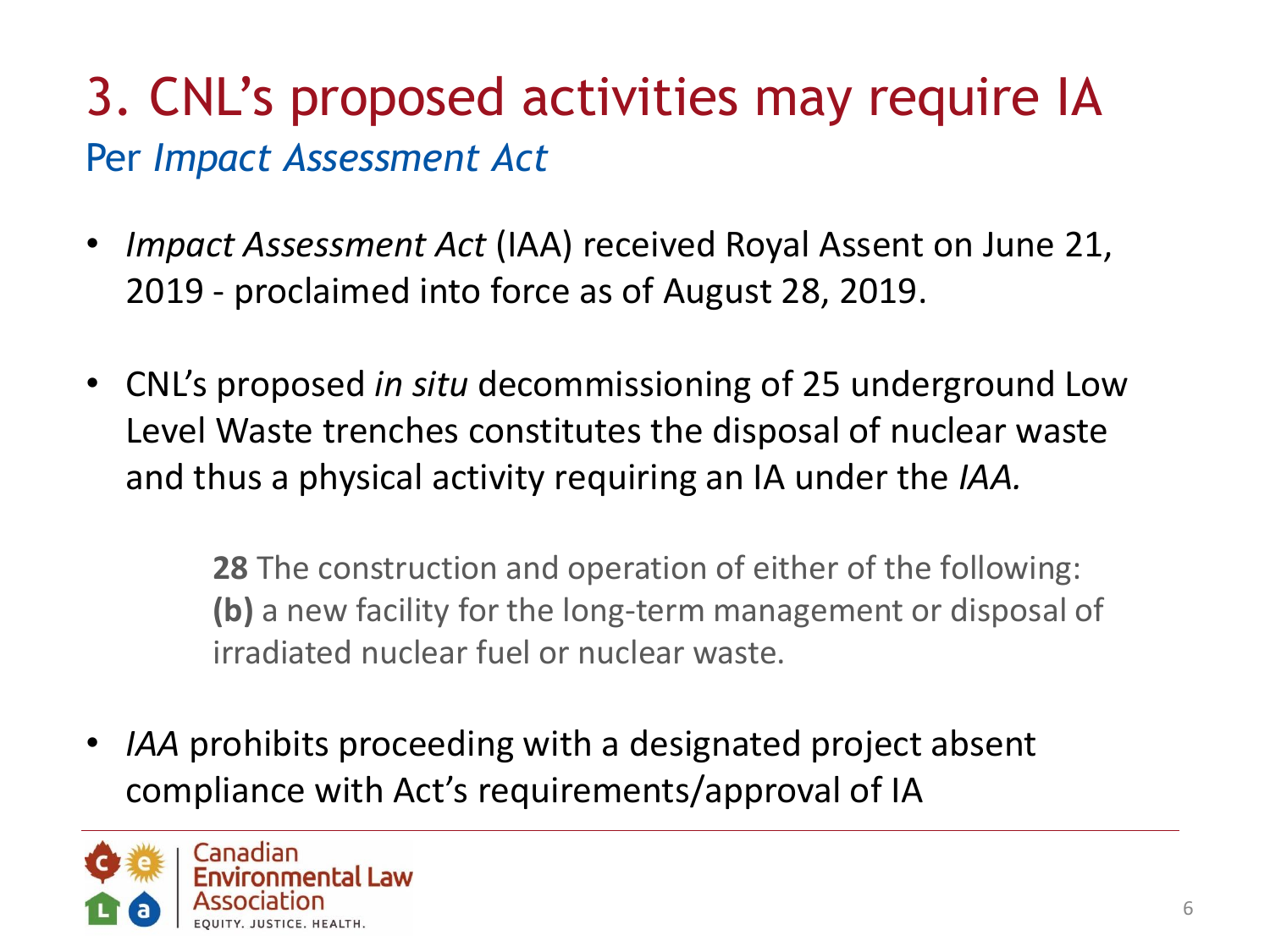# 3. CNL's proposed activities may require IA

## Per *Impact Assessment Act*

- *Impact Assessment Act* (IAA) received Royal Assent on June 21, 2019 - proclaimed into force as of August 28, 2019.

- CNL's proposed *in situ* decommissioning of 25 underground Low Level Waste trenches constitutes the disposal of nuclear waste and thus a physical activity requiring an IA under the *IAA.*

> **28** The construction and operation of either of the following:
> **(b)** a new facility for the long-term management or disposal of irradiated nuclear fuel or nuclear waste.

- *IAA* prohibits proceeding with a designated project absent compliance with Act's requirements/approval of IA

Canadian Environmental Law Association
EQUITY. JUSTICE. HEALTH.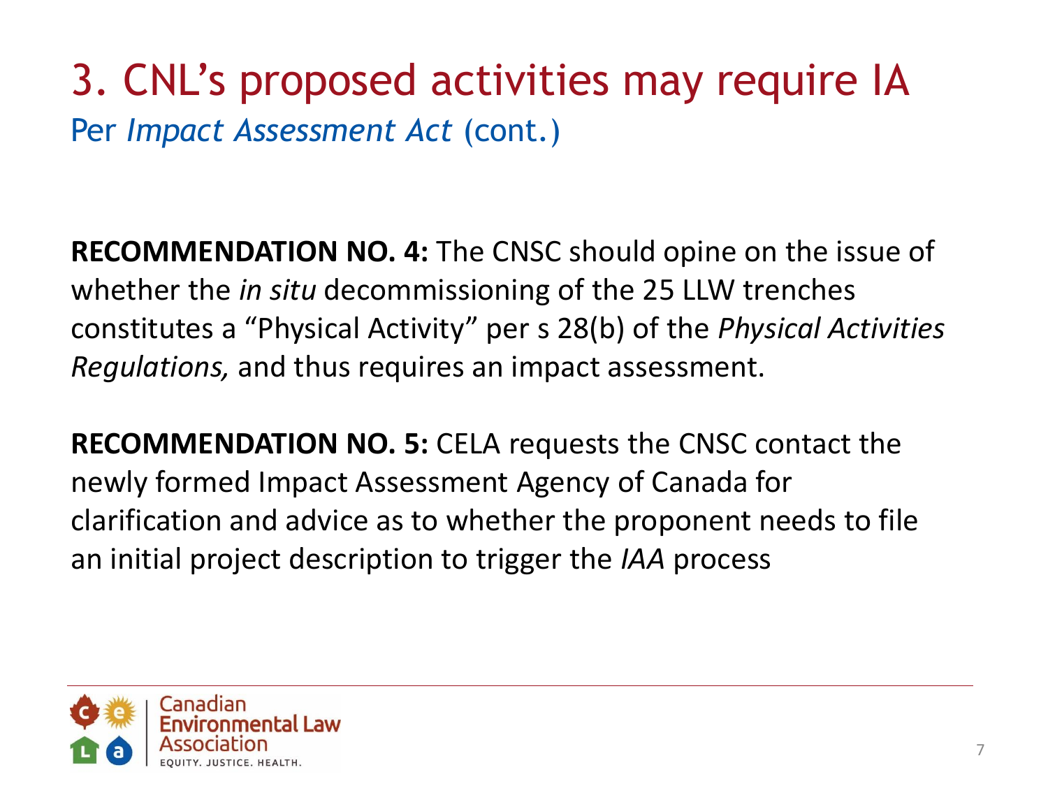# 3. CNL's proposed activities may require IA

## Per *Impact Assessment Act* (cont.)

**RECOMMENDATION NO. 4:** The CNSC should opine on the issue of whether the *in situ* decommissioning of the 25 LLW trenches constitutes a "Physical Activity" per s 28(b) of the *Physical Activities Regulations,* and thus requires an impact assessment.

**RECOMMENDATION NO. 5:** CELA requests the CNSC contact the newly formed Impact Assessment Agency of Canada for clarification and advice as to whether the proponent needs to file an initial project description to trigger the *IAA* process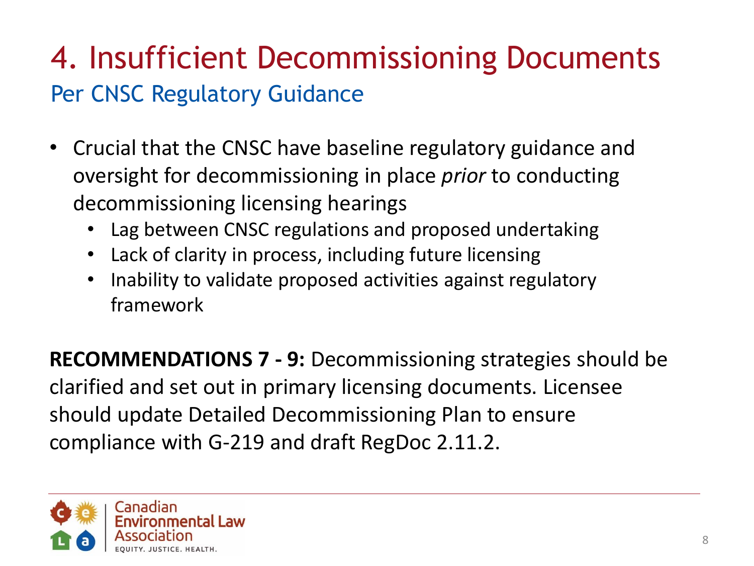# 4. Insufficient Decommissioning Documents

## Per CNSC Regulatory Guidance

- Crucial that the CNSC have baseline regulatory guidance and oversight for decommissioning in place *prior* to conducting decommissioning licensing hearings
  - Lag between CNSC regulations and proposed undertaking
  - Lack of clarity in process, including future licensing
  - Inability to validate proposed activities against regulatory framework

**RECOMMENDATIONS 7 - 9:** Decommissioning strategies should be clarified and set out in primary licensing documents. Licensee should update Detailed Decommissioning Plan to ensure compliance with G-219 and draft RegDoc 2.11.2.

Canadian Environmental Law Association

EQUITY. JUSTICE. HEALTH.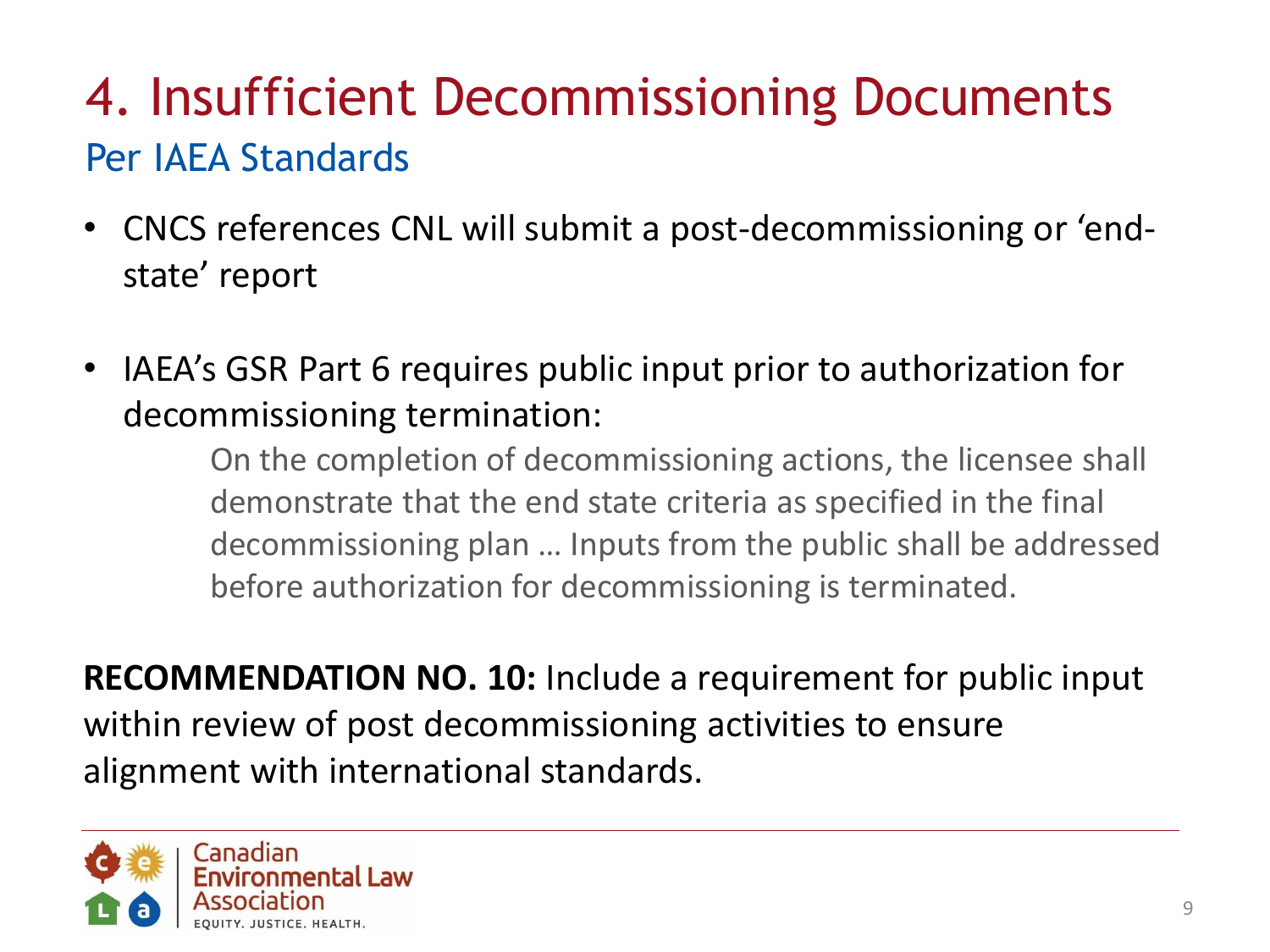# 4. Insufficient Decommissioning Documents

## Per IAEA Standards

- CNCS references CNL will submit a post-decommissioning or 'end-state' report
- IAEA's GSR Part 6 requires public input prior to authorization for decommissioning termination:

> On the completion of decommissioning actions, the licensee shall demonstrate that the end state criteria as specified in the final decommissioning plan … Inputs from the public shall be addressed before authorization for decommissioning is terminated.

**RECOMMENDATION NO. 10:** Include a requirement for public input within review of post decommissioning activities to ensure alignment with international standards.

Canadian Environmental Law Association

EQUITY. JUSTICE. HEALTH.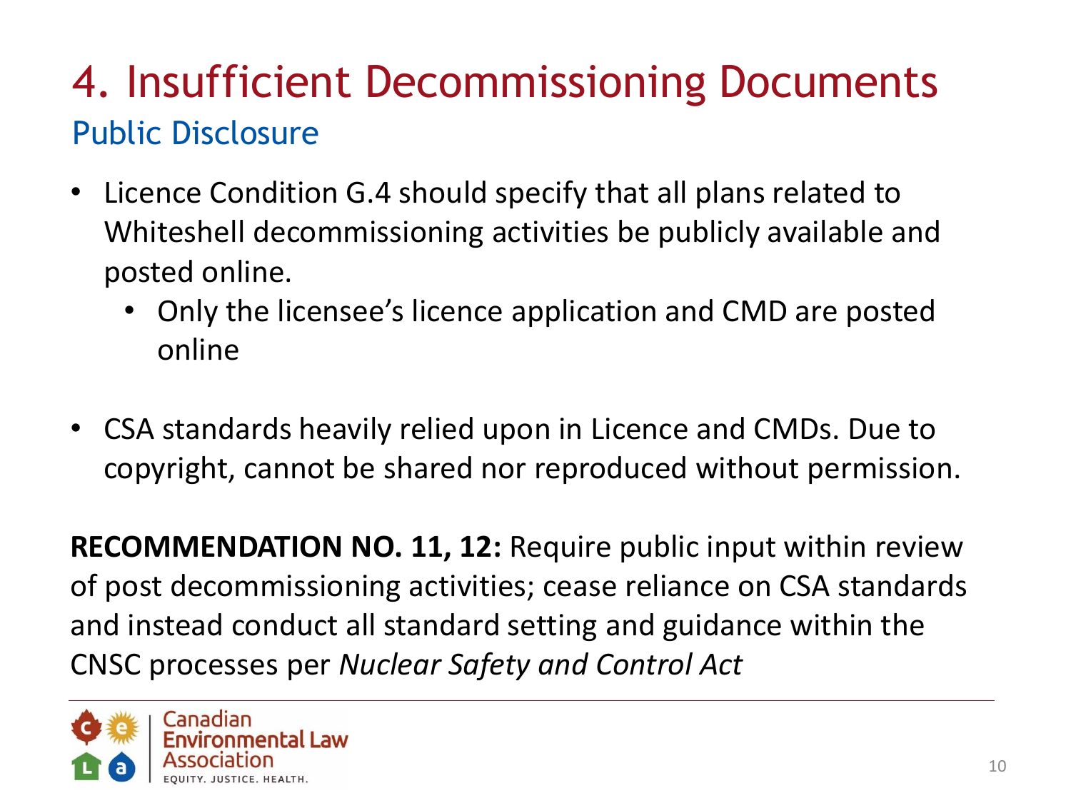# 4. Insufficient Decommissioning Documents

## Public Disclosure

- Licence Condition G.4 should specify that all plans related to Whiteshell decommissioning activities be publicly available and posted online.
  - Only the licensee's licence application and CMD are posted online

- CSA standards heavily relied upon in Licence and CMDs. Due to copyright, cannot be shared nor reproduced without permission.

**RECOMMENDATION NO. 11, 12:** Require public input within review of post decommissioning activities; cease reliance on CSA standards and instead conduct all standard setting and guidance within the CNSC processes per *Nuclear Safety and Control Act*

Canadian Environmental Law Association

EQUITY. JUSTICE. HEALTH.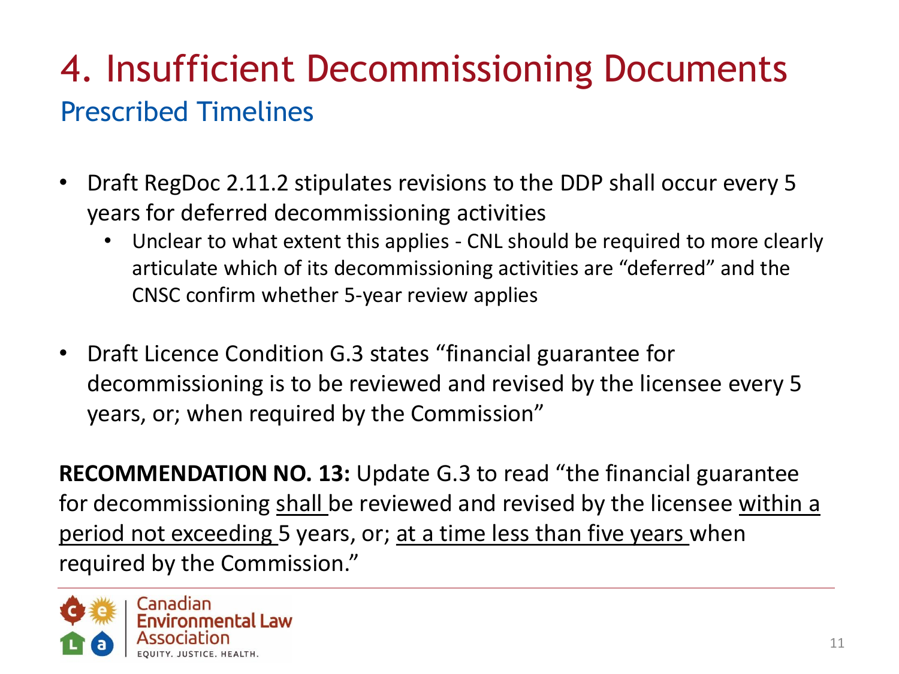# 4. Insufficient Decommissioning Documents

## Prescribed Timelines

- Draft RegDoc 2.11.2 stipulates revisions to the DDP shall occur every 5 years for deferred decommissioning activities
  - Unclear to what extent this applies - CNL should be required to more clearly articulate which of its decommissioning activities are "deferred" and the CNSC confirm whether 5-year review applies

- Draft Licence Condition G.3 states "financial guarantee for decommissioning is to be reviewed and revised by the licensee every 5 years, or; when required by the Commission"

**RECOMMENDATION NO. 13:** Update G.3 to read "the financial guarantee for decommissioning <u>shall</u> be reviewed and revised by the licensee <u>within a period not exceeding</u> 5 years, or; <u>at a time less than five years</u> when required by the Commission."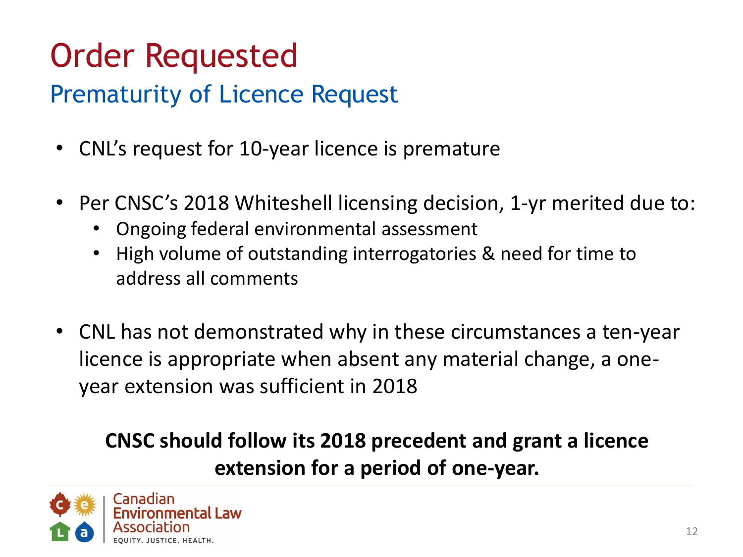# Order Requested

## Prematurity of Licence Request

- CNL's request for 10-year licence is premature
- Per CNSC's 2018 Whiteshell licensing decision, 1-yr merited due to:
  - Ongoing federal environmental assessment
  - High volume of outstanding interrogatories & need for time to address all comments
- CNL has not demonstrated why in these circumstances a ten-year licence is appropriate when absent any material change, a one-year extension was sufficient in 2018

**CNSC should follow its 2018 precedent and grant a licence extension for a period of one-year.**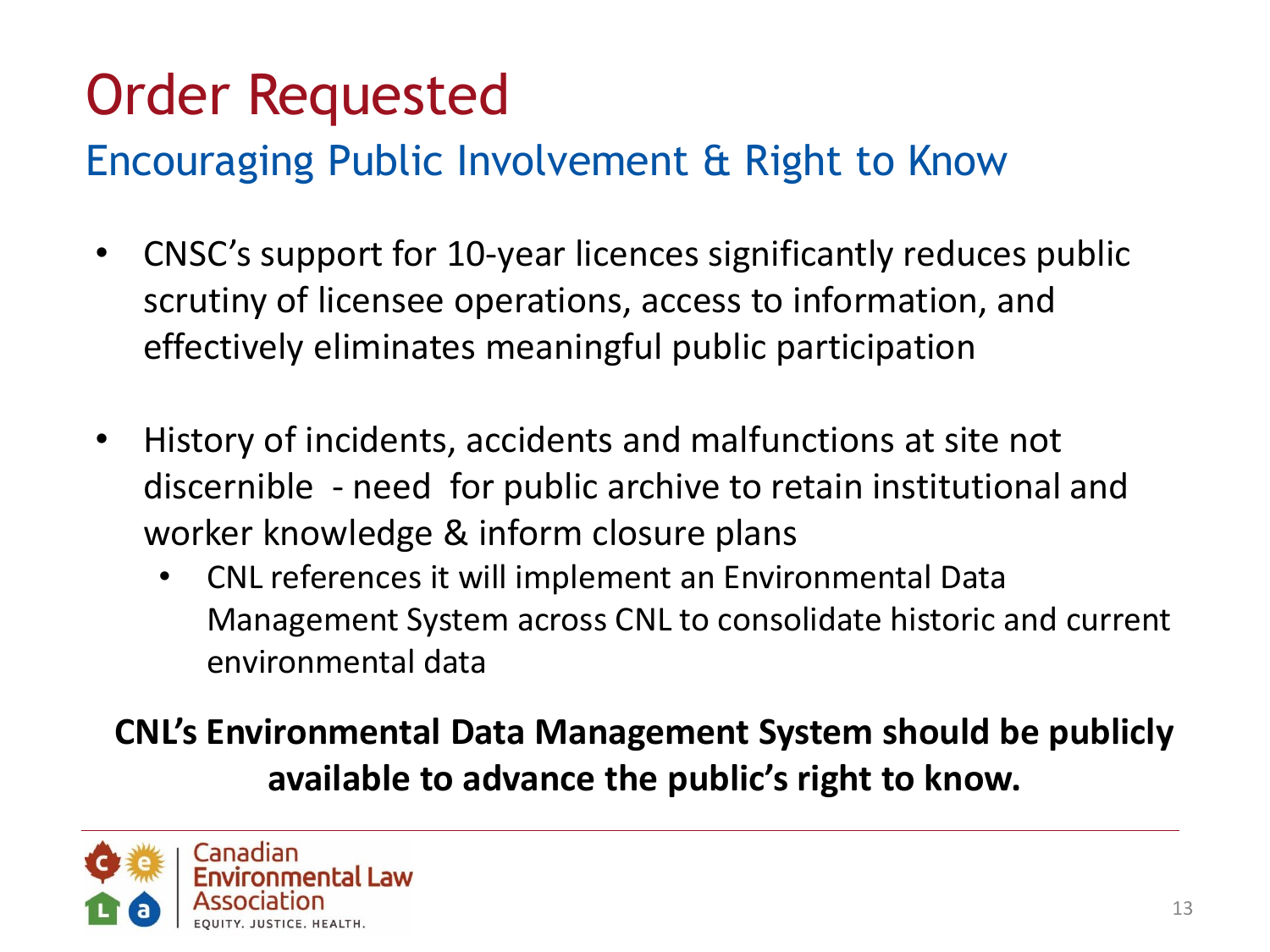# Order Requested

## Encouraging Public Involvement & Right to Know

- CNSC's support for 10-year licences significantly reduces public scrutiny of licensee operations, access to information, and effectively eliminates meaningful public participation

- History of incidents, accidents and malfunctions at site not discernible - need for public archive to retain institutional and worker knowledge & inform closure plans
  - CNL references it will implement an Environmental Data Management System across CNL to consolidate historic and current environmental data

**CNL's Environmental Data Management System should be publicly available to advance the public's right to know.**

Canadian Environmental Law Association

EQUITY. JUSTICE. HEALTH.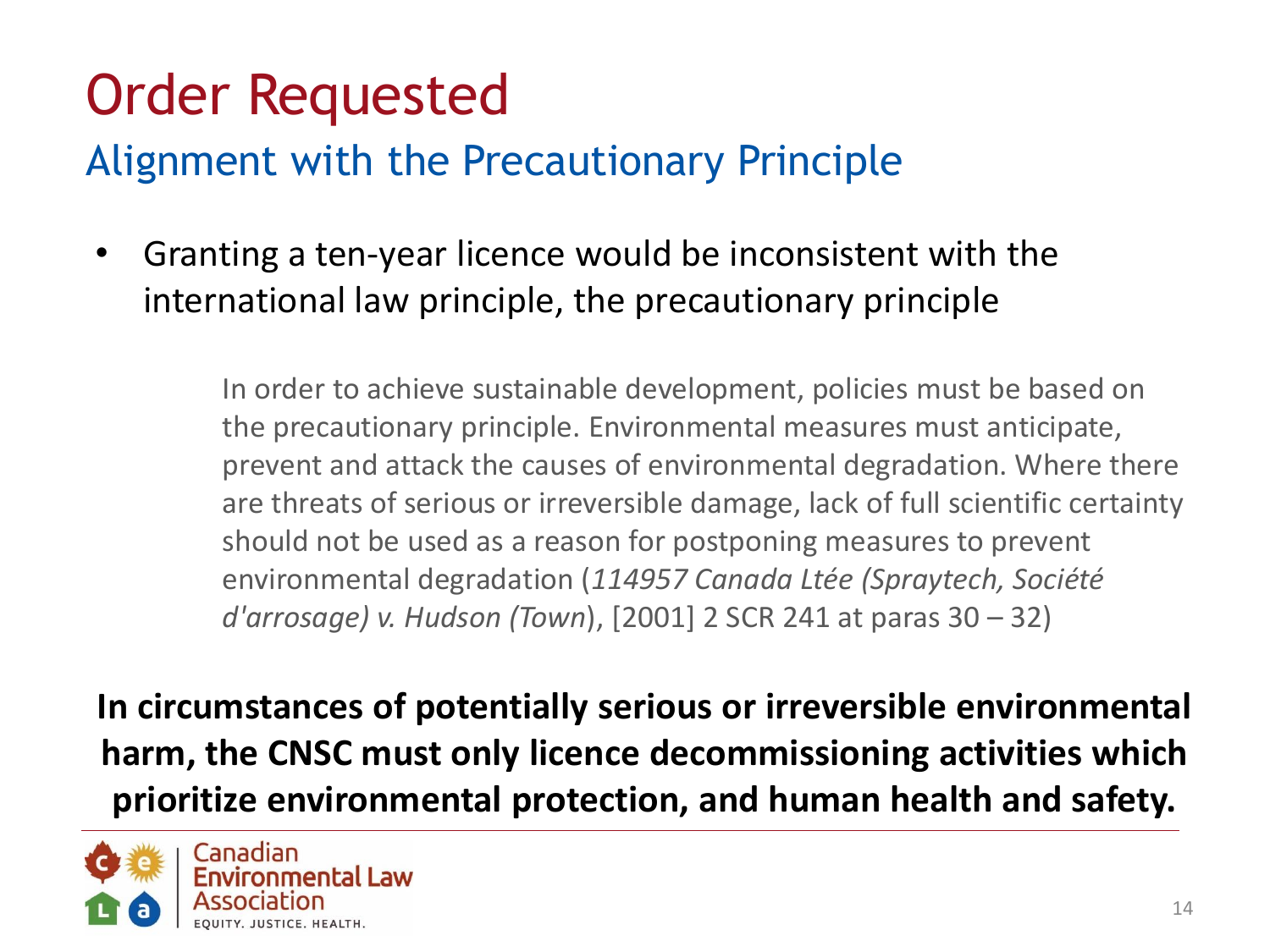# Order Requested

## Alignment with the Precautionary Principle

- Granting a ten-year licence would be inconsistent with the international law principle, the precautionary principle

> In order to achieve sustainable development, policies must be based on the precautionary principle. Environmental measures must anticipate, prevent and attack the causes of environmental degradation. Where there are threats of serious or irreversible damage, lack of full scientific certainty should not be used as a reason for postponing measures to prevent environmental degradation (*114957 Canada Ltée (Spraytech, Société d'arrosage) v. Hudson (Town)*, [2001] 2 SCR 241 at paras 30 – 32)

**In circumstances of potentially serious or irreversible environmental harm, the CNSC must only licence decommissioning activities which prioritize environmental protection, and human health and safety.**

Canadian Environmental Law Association

EQUITY. JUSTICE. HEALTH.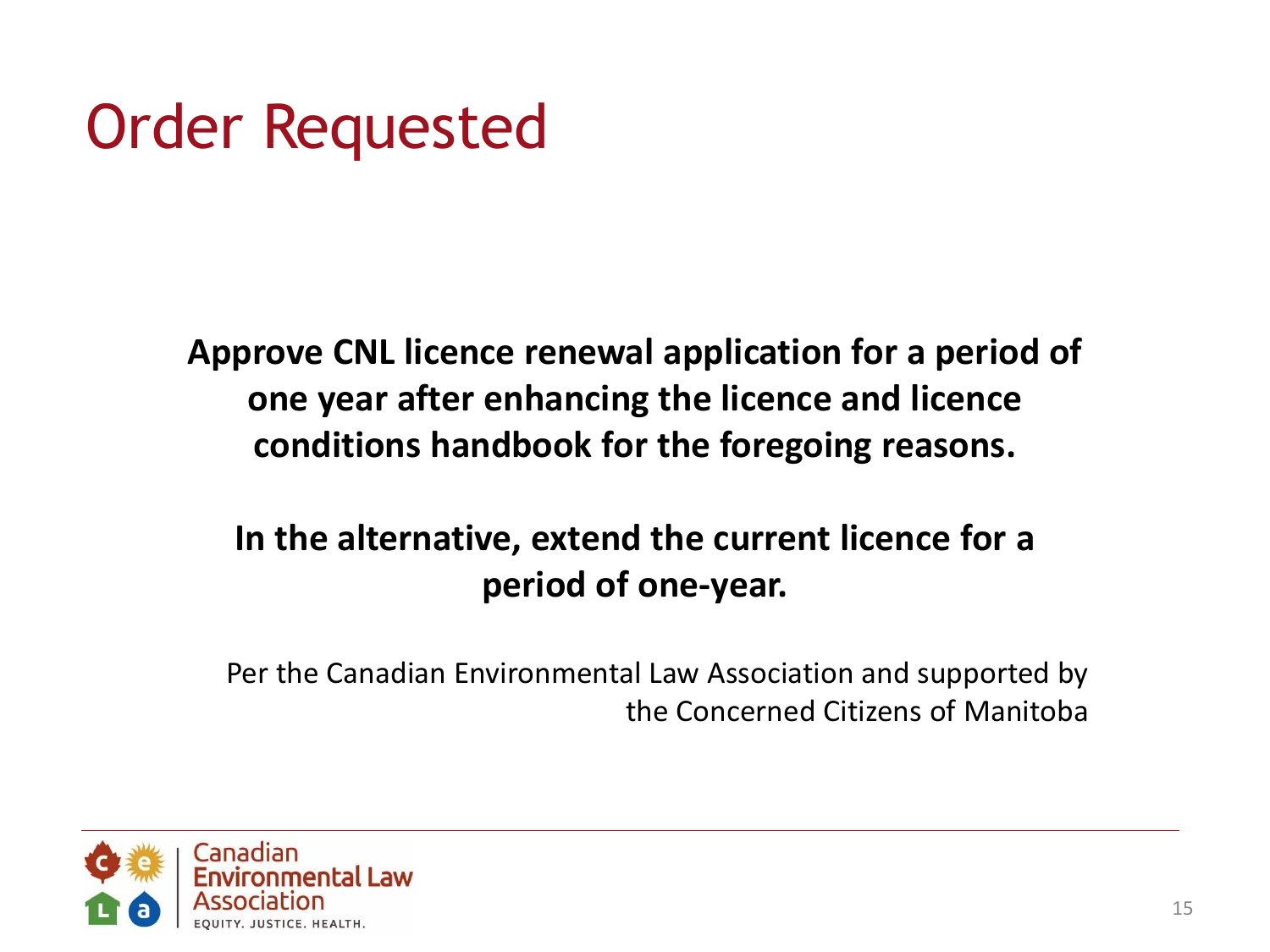# Order Requested

**Approve CNL licence renewal application for a period of one year after enhancing the licence and licence conditions handbook for the foregoing reasons.**

**In the alternative, extend the current licence for a period of one-year.**

Per the Canadian Environmental Law Association and supported by the Concerned Citizens of Manitoba

Canadian Environmental Law Association

EQUITY. JUSTICE. HEALTH.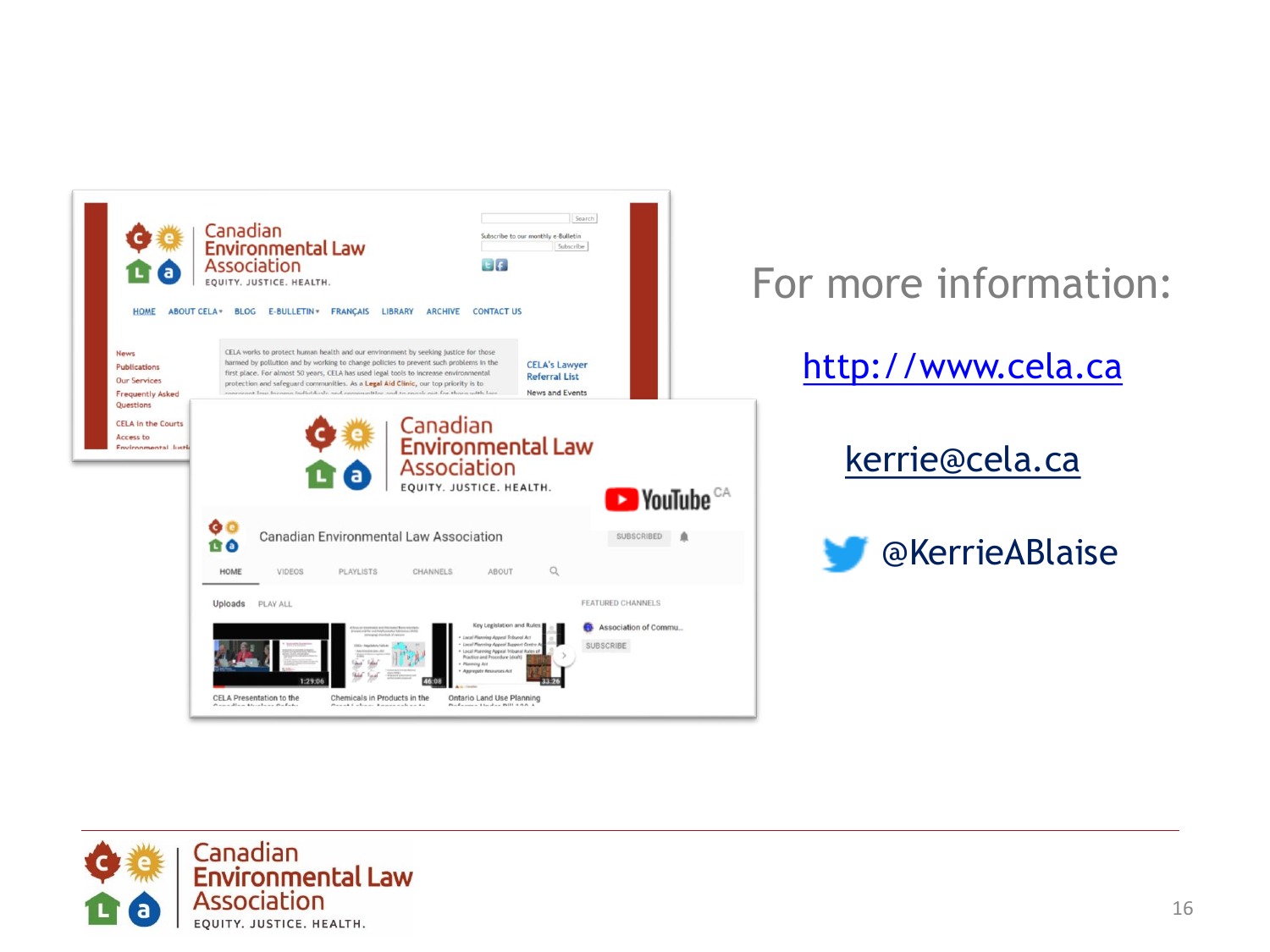For more information:

http://www.cela.ca

kerrie@cela.ca

@KerrieABlaise